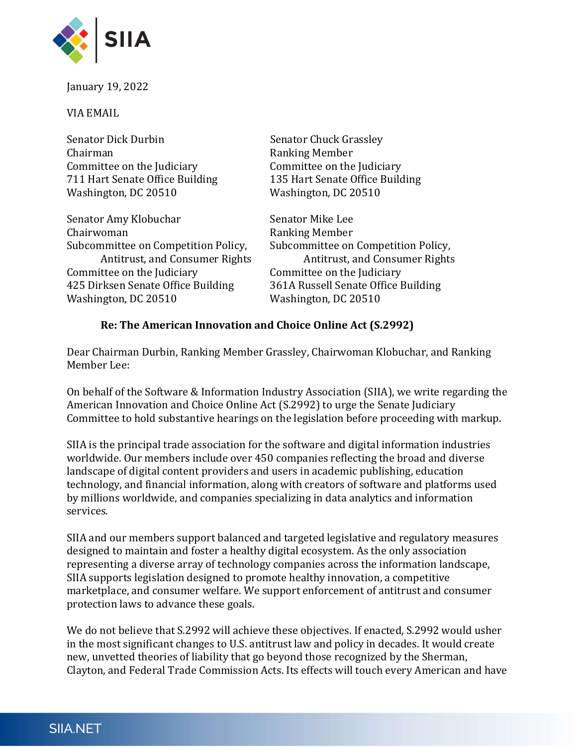January 19, 2022

VIA EMAIL

Senator Dick Durbin
Chairman
Committee on the Judiciary
711 Hart Senate Office Building
Washington, DC 20510

Senator Chuck Grassley
Ranking Member
Committee on the Judiciary
135 Hart Senate Office Building
Washington, DC 20510

Senator Amy Klobuchar
Chairwoman
Subcommittee on Competition Policy, Antitrust, and Consumer Rights
Committee on the Judiciary
425 Dirksen Senate Office Building
Washington, DC 20510

Senator Mike Lee
Ranking Member
Subcommittee on Competition Policy, Antitrust, and Consumer Rights
Committee on the Judiciary
361A Russell Senate Office Building
Washington, DC 20510

**Re: The American Innovation and Choice Online Act (S.2992)**

Dear Chairman Durbin, Ranking Member Grassley, Chairwoman Klobuchar, and Ranking Member Lee:

On behalf of the Software & Information Industry Association (SIIA), we write regarding the American Innovation and Choice Online Act (S.2992) to urge the Senate Judiciary Committee to hold substantive hearings on the legislation before proceeding with markup.

SIIA is the principal trade association for the software and digital information industries worldwide. Our members include over 450 companies reflecting the broad and diverse landscape of digital content providers and users in academic publishing, education technology, and financial information, along with creators of software and platforms used by millions worldwide, and companies specializing in data analytics and information services.

SIIA and our members support balanced and targeted legislative and regulatory measures designed to maintain and foster a healthy digital ecosystem. As the only association representing a diverse array of technology companies across the information landscape, SIIA supports legislation designed to promote healthy innovation, a competitive marketplace, and consumer welfare. We support enforcement of antitrust and consumer protection laws to advance these goals.

We do not believe that S.2992 will achieve these objectives. If enacted, S.2992 would usher in the most significant changes to U.S. antitrust law and policy in decades. It would create new, unvetted theories of liability that go beyond those recognized by the Sherman, Clayton, and Federal Trade Commission Acts. Its effects will touch every American and have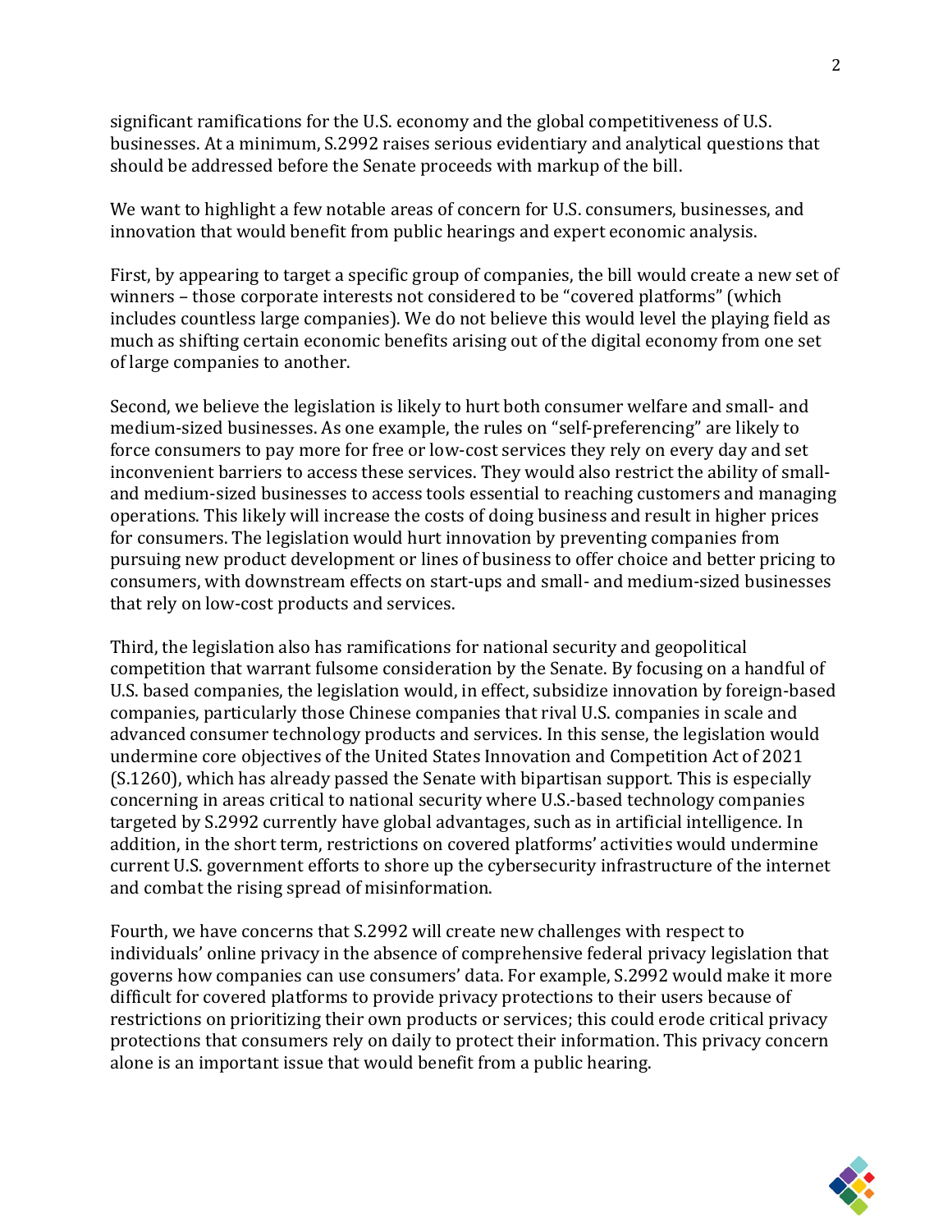significant ramifications for the U.S. economy and the global competitiveness of U.S. businesses. At a minimum, S.2992 raises serious evidentiary and analytical questions that should be addressed before the Senate proceeds with markup of the bill.

We want to highlight a few notable areas of concern for U.S. consumers, businesses, and innovation that would benefit from public hearings and expert economic analysis.

First, by appearing to target a specific group of companies, the bill would create a new set of winners – those corporate interests not considered to be "covered platforms" (which includes countless large companies). We do not believe this would level the playing field as much as shifting certain economic benefits arising out of the digital economy from one set of large companies to another.

Second, we believe the legislation is likely to hurt both consumer welfare and small- and medium-sized businesses. As one example, the rules on "self-preferencing" are likely to force consumers to pay more for free or low-cost services they rely on every day and set inconvenient barriers to access these services. They would also restrict the ability of small- and medium-sized businesses to access tools essential to reaching customers and managing operations. This likely will increase the costs of doing business and result in higher prices for consumers. The legislation would hurt innovation by preventing companies from pursuing new product development or lines of business to offer choice and better pricing to consumers, with downstream effects on start-ups and small- and medium-sized businesses that rely on low-cost products and services.

Third, the legislation also has ramifications for national security and geopolitical competition that warrant fulsome consideration by the Senate. By focusing on a handful of U.S. based companies, the legislation would, in effect, subsidize innovation by foreign-based companies, particularly those Chinese companies that rival U.S. companies in scale and advanced consumer technology products and services. In this sense, the legislation would undermine core objectives of the United States Innovation and Competition Act of 2021 (S.1260), which has already passed the Senate with bipartisan support. This is especially concerning in areas critical to national security where U.S.-based technology companies targeted by S.2992 currently have global advantages, such as in artificial intelligence. In addition, in the short term, restrictions on covered platforms' activities would undermine current U.S. government efforts to shore up the cybersecurity infrastructure of the internet and combat the rising spread of misinformation.

Fourth, we have concerns that S.2992 will create new challenges with respect to individuals' online privacy in the absence of comprehensive federal privacy legislation that governs how companies can use consumers' data. For example, S.2992 would make it more difficult for covered platforms to provide privacy protections to their users because of restrictions on prioritizing their own products or services; this could erode critical privacy protections that consumers rely on daily to protect their information. This privacy concern alone is an important issue that would benefit from a public hearing.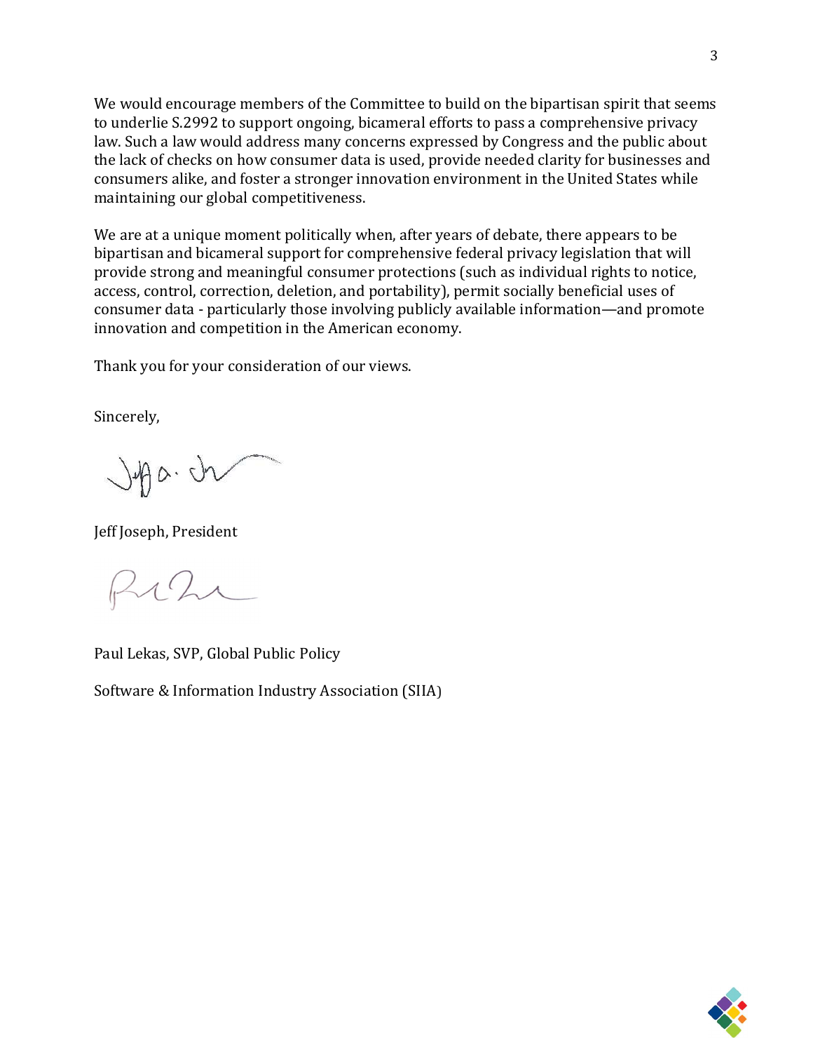We would encourage members of the Committee to build on the bipartisan spirit that seems to underlie S.2992 to support ongoing, bicameral efforts to pass a comprehensive privacy law. Such a law would address many concerns expressed by Congress and the public about the lack of checks on how consumer data is used, provide needed clarity for businesses and consumers alike, and foster a stronger innovation environment in the United States while maintaining our global competitiveness.

We are at a unique moment politically when, after years of debate, there appears to be bipartisan and bicameral support for comprehensive federal privacy legislation that will provide strong and meaningful consumer protections (such as individual rights to notice, access, control, correction, deletion, and portability), permit socially beneficial uses of consumer data - particularly those involving publicly available information—and promote innovation and competition in the American economy.

Thank you for your consideration of our views.

Sincerely,

Jeff Joseph, President

Paul Lekas, SVP, Global Public Policy

Software & Information Industry Association (SIIA)